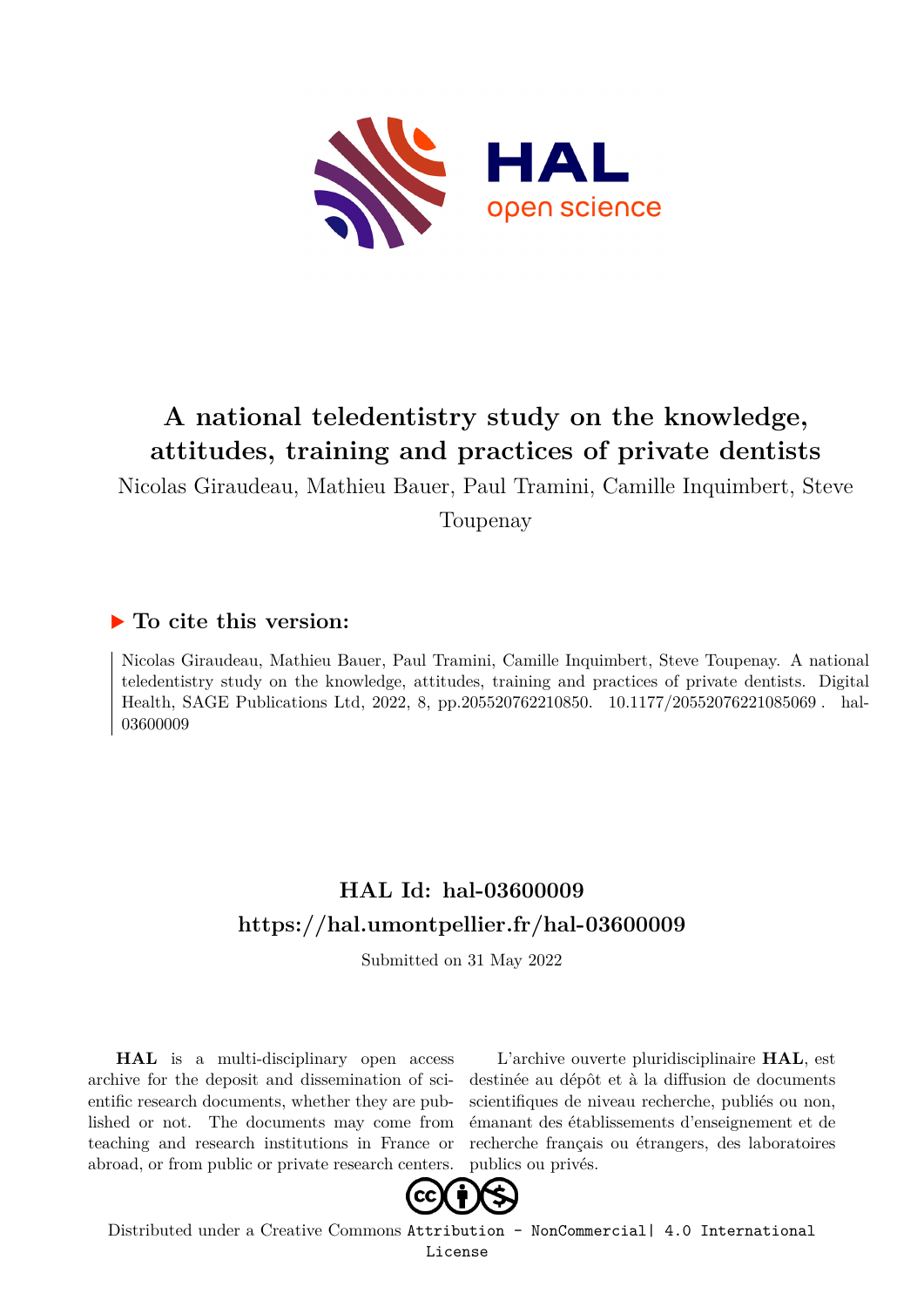# A national teledentistry study on the knowledge, attitudes, training and practices of private dentists

Nicolas Giraudeau, Mathieu Bauer, Paul Tramini, Camille Inquimbert, Steve Toupenay

## ▶ To cite this version:

Nicolas Giraudeau, Mathieu Bauer, Paul Tramini, Camille Inquimbert, Steve Toupenay. A national teledentistry study on the knowledge, attitudes, training and practices of private dentists. Digital Health, SAGE Publications Ltd, 2022, 8, pp.205520762210850. 10.1177/20552076221085069. hal-03600009

## HAL Id: hal-03600009
## https://hal.umontpellier.fr/hal-03600009

Submitted on 31 May 2022

**HAL** is a multi-disciplinary open access archive for the deposit and dissemination of scientific research documents, whether they are published or not. The documents may come from teaching and research institutions in France or abroad, or from public or private research centers.

L'archive ouverte pluridisciplinaire **HAL**, est destinée au dépôt et à la diffusion de documents scientifiques de niveau recherche, publiés ou non, émanant des établissements d'enseignement et de recherche français ou étrangers, des laboratoires publics ou privés.

Distributed under a Creative Commons Attribution - NonCommercial| 4.0 International License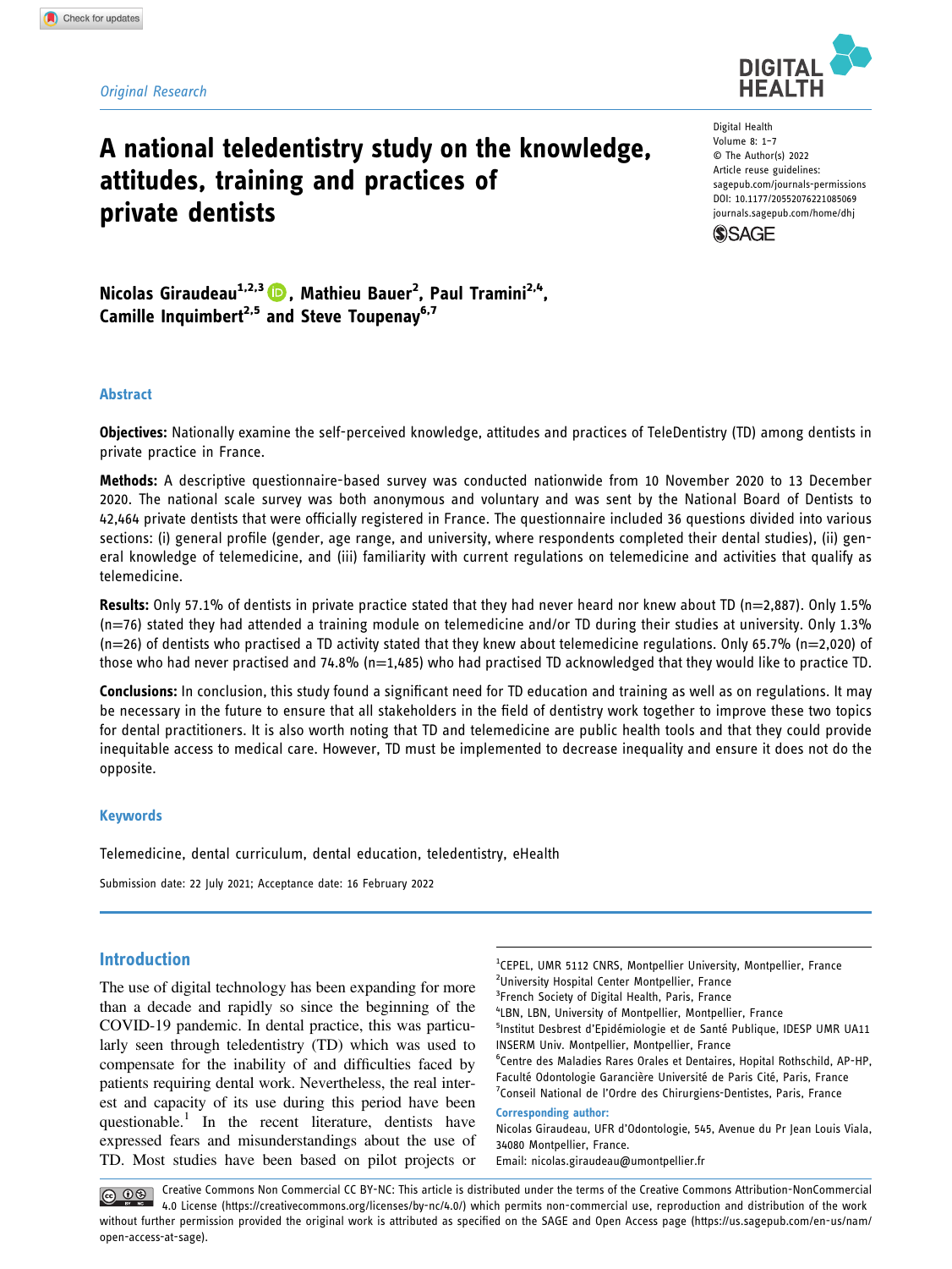Original Research

# A national teledentistry study on the knowledge, attitudes, training and practices of private dentists

Nicolas Giraudeau[1,2,3], Mathieu Bauer[2], Paul Tramini[2,4], Camille Inquimbert[2,5] and Steve Toupenay[6,7]

## Abstract

**Objectives:** Nationally examine the self-perceived knowledge, attitudes and practices of TeleDentistry (TD) among dentists in private practice in France.

**Methods:** A descriptive questionnaire-based survey was conducted nationwide from 10 November 2020 to 13 December 2020. The national scale survey was both anonymous and voluntary and was sent by the National Board of Dentists to 42,464 private dentists that were officially registered in France. The questionnaire included 36 questions divided into various sections: (i) general profile (gender, age range, and university, where respondents completed their dental studies), (ii) general knowledge of telemedicine, and (iii) familiarity with current regulations on telemedicine and activities that qualify as telemedicine.

**Results:** Only 57.1% of dentists in private practice stated that they had never heard nor knew about TD (n=2,887). Only 1.5% (n=76) stated they had attended a training module on telemedicine and/or TD during their studies at university. Only 1.3% (n=26) of dentists who practised a TD activity stated that they knew about telemedicine regulations. Only 65.7% (n=2,020) of those who had never practised and 74.8% (n=1,485) who had practised TD acknowledged that they would like to practice TD.

**Conclusions:** In conclusion, this study found a significant need for TD education and training as well as on regulations. It may be necessary in the future to ensure that all stakeholders in the field of dentistry work together to improve these two topics for dental practitioners. It is also worth noting that TD and telemedicine are public health tools and that they could provide inequitable access to medical care. However, TD must be implemented to decrease inequality and ensure it does not do the opposite.

## Keywords

Telemedicine, dental curriculum, dental education, teledentistry, eHealth

Submission date: 22 July 2021; Acceptance date: 16 February 2022

## Introduction

The use of digital technology has been expanding for more than a decade and rapidly so since the beginning of the COVID-19 pandemic. In dental practice, this was particularly seen through teledentistry (TD) which was used to compensate for the inability of and difficulties faced by patients requiring dental work. Nevertheless, the real interest and capacity of its use during this period have been questionable.[1] In the recent literature, dentists have expressed fears and misunderstandings about the use of TD. Most studies have been based on pilot projects or

[1]CEPEL, UMR 5112 CNRS, Montpellier University, Montpellier, France
[2]University Hospital Center Montpellier, France
[3]French Society of Digital Health, Paris, France
[4]LBN, LBN, University of Montpellier, Montpellier, France
[5]Institut Desbrest d'Epidémiologie et de Santé Publique, IDESP UMR UA11 INSERM Univ. Montpellier, Montpellier, France
[6]Centre des Maladies Rares Orales et Dentaires, Hopital Rothschild, AP-HP, Faculté Odontologie Garancière Université de Paris Cité, Paris, France
[7]Conseil National de l'Ordre des Chirurgiens-Dentistes, Paris, France

**Corresponding author:**
Nicolas Giraudeau, UFR d'Odontologie, 545, Avenue du Pr Jean Louis Viala, 34080 Montpellier, France.
Email: nicolas.giraudeau@umontpellier.fr

Creative Commons Non Commercial CC BY-NC: This article is distributed under the terms of the Creative Commons Attribution-NonCommercial 4.0 License (https://creativecommons.org/licenses/by-nc/4.0/) which permits non-commercial use, reproduction and distribution of the work without further permission provided the original work is attributed as specified on the SAGE and Open Access page (https://us.sagepub.com/en-us/nam/open-access-at-sage).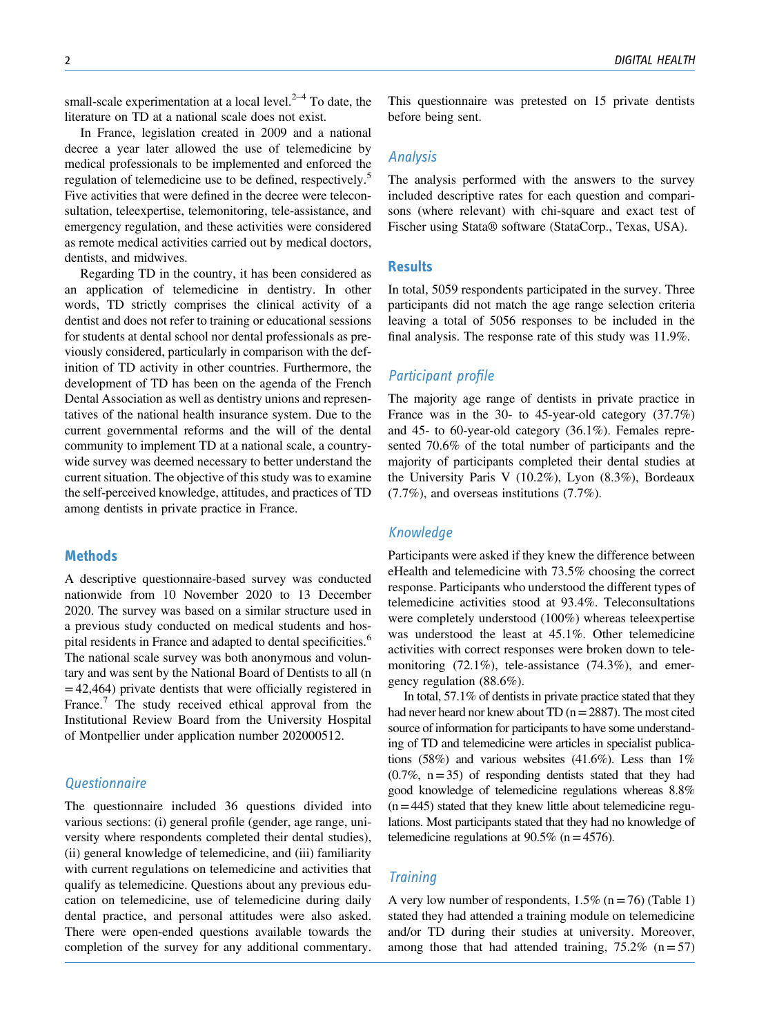small-scale experimentation at a local level.[2–4] To date, the literature on TD at a national scale does not exist.

In France, legislation created in 2009 and a national decree a year later allowed the use of telemedicine by medical professionals to be implemented and enforced the regulation of telemedicine use to be defined, respectively.[5] Five activities that were defined in the decree were teleconsultation, teleexpertise, telemonitoring, tele-assistance, and emergency regulation, and these activities were considered as remote medical activities carried out by medical doctors, dentists, and midwives.

Regarding TD in the country, it has been considered as an application of telemedicine in dentistry. In other words, TD strictly comprises the clinical activity of a dentist and does not refer to training or educational sessions for students at dental school nor dental professionals as previously considered, particularly in comparison with the definition of TD activity in other countries. Furthermore, the development of TD has been on the agenda of the French Dental Association as well as dentistry unions and representatives of the national health insurance system. Due to the current governmental reforms and the will of the dental community to implement TD at a national scale, a countrywide survey was deemed necessary to better understand the current situation. The objective of this study was to examine the self-perceived knowledge, attitudes, and practices of TD among dentists in private practice in France.

## Methods

A descriptive questionnaire-based survey was conducted nationwide from 10 November 2020 to 13 December 2020. The survey was based on a similar structure used in a previous study conducted on medical students and hospital residents in France and adapted to dental specificities.[6] The national scale survey was both anonymous and voluntary and was sent by the National Board of Dentists to all (n = 42,464) private dentists that were officially registered in France.[7] The study received ethical approval from the Institutional Review Board from the University Hospital of Montpellier under application number 202000512.

### *Questionnaire*

The questionnaire included 36 questions divided into various sections: (i) general profile (gender, age range, university where respondents completed their dental studies), (ii) general knowledge of telemedicine, and (iii) familiarity with current regulations on telemedicine and activities that qualify as telemedicine. Questions about any previous education on telemedicine, use of telemedicine during daily dental practice, and personal attitudes were also asked. There were open-ended questions available towards the completion of the survey for any additional commentary. This questionnaire was pretested on 15 private dentists before being sent.

### *Analysis*

The analysis performed with the answers to the survey included descriptive rates for each question and comparisons (where relevant) with chi-square and exact test of Fischer using Stata® software (StataCorp., Texas, USA).

## Results

In total, 5059 respondents participated in the survey. Three participants did not match the age range selection criteria leaving a total of 5056 responses to be included in the final analysis. The response rate of this study was 11.9%.

### *Participant profile*

The majority age range of dentists in private practice in France was in the 30- to 45-year-old category (37.7%) and 45- to 60-year-old category (36.1%). Females represented 70.6% of the total number of participants and the majority of participants completed their dental studies at the University Paris V (10.2%), Lyon (8.3%), Bordeaux (7.7%), and overseas institutions (7.7%).

### *Knowledge*

Participants were asked if they knew the difference between eHealth and telemedicine with 73.5% choosing the correct response. Participants who understood the different types of telemedicine activities stood at 93.4%. Teleconsultations were completely understood (100%) whereas teleexpertise was understood the least at 45.1%. Other telemedicine activities with correct responses were broken down to telemonitoring (72.1%), tele-assistance (74.3%), and emergency regulation (88.6%).

In total, 57.1% of dentists in private practice stated that they had never heard nor knew about TD (n = 2887). The most cited source of information for participants to have some understanding of TD and telemedicine were articles in specialist publications (58%) and various websites (41.6%). Less than 1% (0.7%, n = 35) of responding dentists stated that they had good knowledge of telemedicine regulations whereas 8.8% (n = 445) stated that they knew little about telemedicine regulations. Most participants stated that they had no knowledge of telemedicine regulations at 90.5% (n = 4576).

### *Training*

A very low number of respondents, 1.5% (n = 76) (Table 1) stated they had attended a training module on telemedicine and/or TD during their studies at university. Moreover, among those that had attended training, 75.2% (n = 57)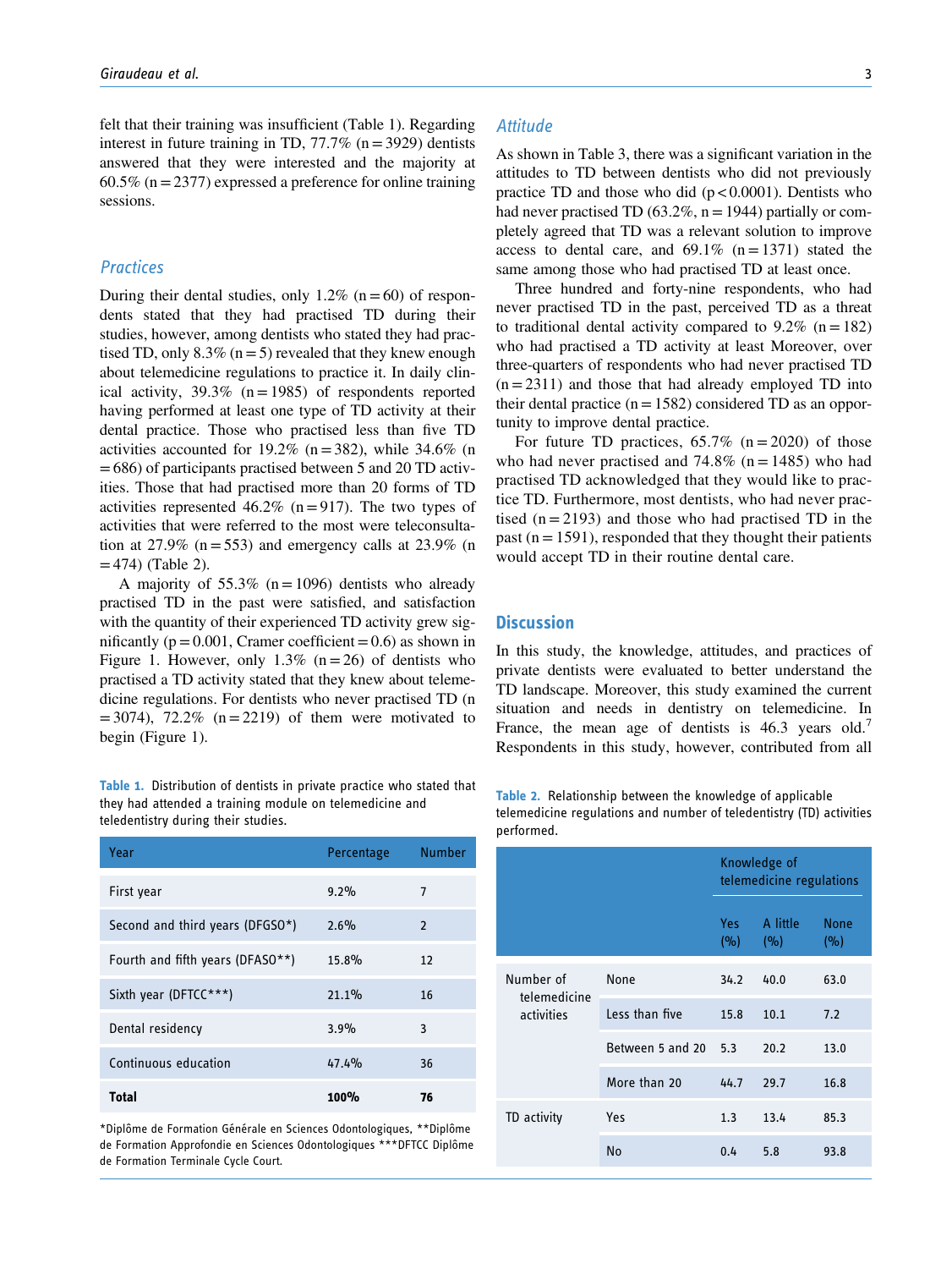felt that their training was insufficient (Table 1). Regarding interest in future training in TD, 77.7% (n = 3929) dentists answered that they were interested and the majority at 60.5% (n = 2377) expressed a preference for online training sessions.

### Practices

During their dental studies, only 1.2% (n = 60) of respondents stated that they had practised TD during their studies, however, among dentists who stated they had practised TD, only 8.3% (n = 5) revealed that they knew enough about telemedicine regulations to practice it. In daily clinical activity, 39.3% (n = 1985) of respondents reported having performed at least one type of TD activity at their dental practice. Those who practised less than five TD activities accounted for 19.2% (n = 382), while 34.6% (n = 686) of participants practised between 5 and 20 TD activities. Those that had practised more than 20 forms of TD activities represented 46.2% (n = 917). The two types of activities that were referred to the most were teleconsultation at 27.9% (n = 553) and emergency calls at 23.9% (n = 474) (Table 2).

A majority of 55.3% (n = 1096) dentists who already practised TD in the past were satisfied, and satisfaction with the quantity of their experienced TD activity grew significantly (p = 0.001, Cramer coefficient = 0.6) as shown in Figure 1. However, only 1.3% (n = 26) of dentists who practised a TD activity stated that they knew about telemedicine regulations. For dentists who never practised TD (n = 3074), 72.2% (n = 2219) of them were motivated to begin (Figure 1).

### Attitude

As shown in Table 3, there was a significant variation in the attitudes to TD between dentists who did not previously practise TD and those who did (p < 0.0001). Dentists who had never practised TD (63.2%, n = 1944) partially or completely agreed that TD was a relevant solution to improve access to dental care, and 69.1% (n = 1371) stated the same among those who had practised TD at least once.

Three hundred and forty-nine respondents, who had never practised TD in the past, perceived TD as a threat to traditional dental activity compared to 9.2% (n = 182) who had practised a TD activity at least Moreover, over three-quarters of respondents who had never practised TD (n = 2311) and those that had already employed TD into their dental practice (n = 1582) considered TD as an opportunity to improve dental practice.

For future TD practices, 65.7% (n = 2020) of those who had never practised and 74.8% (n = 1485) who had practised TD acknowledged that they would like to practice TD. Furthermore, most dentists, who had never practised (n = 2193) and those who had practised TD in the past (n = 1591), responded that they thought their patients would accept TD in their routine dental care.

## Discussion

In this study, the knowledge, attitudes, and practices of private dentists were evaluated to better understand the TD landscape. Moreover, this study examined the current situation and needs in dentistry on telemedicine. In France, the mean age of dentists is 46.3 years old.[7] Respondents in this study, however, contributed from all

**Table 1.** Distribution of dentists in private practice who stated that they had attended a training module on telemedicine and teledentistry during their studies.

| Year | Percentage | Number |
|---|---|---|
| First year | 9.2% | 7 |
| Second and third years (DFGSO*) | 2.6% | 2 |
| Fourth and fifth years (DFASO**) | 15.8% | 12 |
| Sixth year (DFTCC***) | 21.1% | 16 |
| Dental residency | 3.9% | 3 |
| Continuous education | 47.4% | 36 |
| **Total** | **100%** | **76** |

*Diplôme de Formation Générale en Sciences Odontologiques, **Diplôme de Formation Approfondie en Sciences Odontologiques ***DFTCC Diplôme de Formation Terminale Cycle Court.

**Table 2.** Relationship between the knowledge of applicable telemedicine regulations and number of teledentistry (TD) activities performed.

| | | Knowledge of telemedicine regulations | | |
|---|---|---|---|---|
| | | Yes (%) | A little (%) | None (%) |
| Number of telemedicine activities | None | 34.2 | 40.0 | 63.0 |
| | Less than five | 15.8 | 10.1 | 7.2 |
| | Between 5 and 20 | 5.3 | 20.2 | 13.0 |
| | More than 20 | 44.7 | 29.7 | 16.8 |
| TD activity | Yes | 1.3 | 13.4 | 85.3 |
| | No | 0.4 | 5.8 | 93.8 |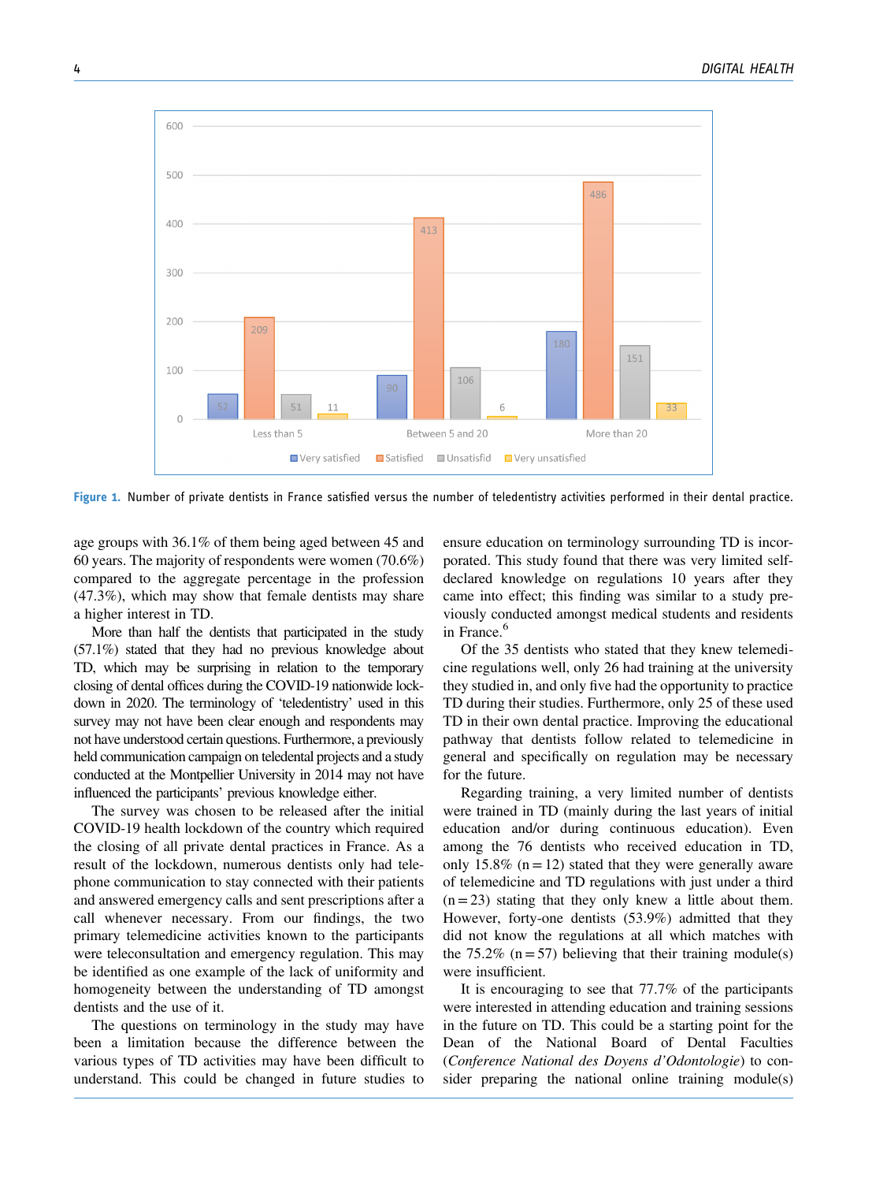Figure 1. Number of private dentists in France satisfied versus the number of teledentistry activities performed in their dental practice.

age groups with 36.1% of them being aged between 45 and 60 years. The majority of respondents were women (70.6%) compared to the aggregate percentage in the profession (47.3%), which may show that female dentists may share a higher interest in TD.

More than half the dentists that participated in the study (57.1%) stated that they had no previous knowledge about TD, which may be surprising in relation to the temporary closing of dental offices during the COVID-19 nationwide lockdown in 2020. The terminology of 'teledentistry' used in this survey may not have been clear enough and respondents may not have understood certain questions. Furthermore, a previously held communication campaign on teledental projects and a study conducted at the Montpellier University in 2014 may not have influenced the participants' previous knowledge either.

The survey was chosen to be released after the initial COVID-19 health lockdown of the country which required the closing of all private dental practices in France. As a result of the lockdown, numerous dentists only had telephone communication to stay connected with their patients and answered emergency calls and sent prescriptions after a call whenever necessary. From our findings, the two primary telemedicine activities known to the participants were teleconsultation and emergency regulation. This may be identified as one example of the lack of uniformity and homogeneity between the understanding of TD amongst dentists and the use of it.

The questions on terminology in the study may have been a limitation because the difference between the various types of TD activities may have been difficult to understand. This could be changed in future studies to ensure education on terminology surrounding TD is incorporated. This study found that there was very limited self-declared knowledge on regulations 10 years after they came into effect; this finding was similar to a study previously conducted amongst medical students and residents in France.[6]

Of the 35 dentists who stated that they knew telemedicine regulations well, only 26 had training at the university they studied in, and only five had the opportunity to practice TD during their studies. Furthermore, only 25 of these used TD in their own dental practice. Improving the educational pathway that dentists follow related to telemedicine in general and specifically on regulation may be necessary for the future.

Regarding training, a very limited number of dentists were trained in TD (mainly during the last years of initial education and/or during continuous education). Even among the 76 dentists who received education in TD, only 15.8% (n = 12) stated that they were generally aware of telemedicine and TD regulations with just under a third (n = 23) stating that they only knew a little about them. However, forty-one dentists (53.9%) admitted that they did not know the regulations at all which matches with the 75.2% (n = 57) believing that their training module(s) were insufficient.

It is encouraging to see that 77.7% of the participants were interested in attending education and training sessions in the future on TD. This could be a starting point for the Dean of the National Board of Dental Faculties (*Conference National des Doyens d'Odontologie*) to consider preparing the national online training module(s)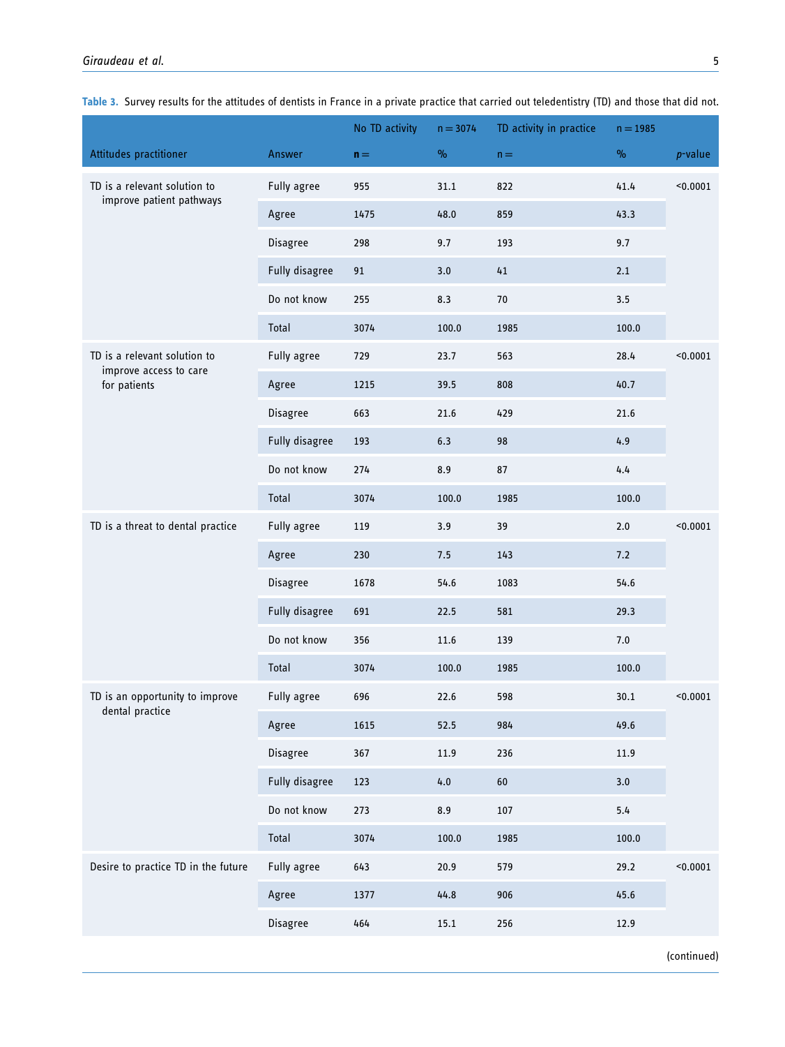**Table 3.** Survey results for the attitudes of dentists in France in a private practice that carried out teledentistry (TD) and those that did not.

| Attitudes practitioner | Answer | No TD activity n = | n = 3074 % | TD activity in practice n = | n = 1985 % | *p*-value |
|---|---|---|---|---|---|---|
| TD is a relevant solution to improve patient pathways | Fully agree | 955 | 31.1 | 822 | 41.4 | <0.0001 |
| | Agree | 1475 | 48.0 | 859 | 43.3 | |
| | Disagree | 298 | 9.7 | 193 | 9.7 | |
| | Fully disagree | 91 | 3.0 | 41 | 2.1 | |
| | Do not know | 255 | 8.3 | 70 | 3.5 | |
| | Total | 3074 | 100.0 | 1985 | 100.0 | |
| TD is a relevant solution to improve access to care for patients | Fully agree | 729 | 23.7 | 563 | 28.4 | <0.0001 |
| | Agree | 1215 | 39.5 | 808 | 40.7 | |
| | Disagree | 663 | 21.6 | 429 | 21.6 | |
| | Fully disagree | 193 | 6.3 | 98 | 4.9 | |
| | Do not know | 274 | 8.9 | 87 | 4.4 | |
| | Total | 3074 | 100.0 | 1985 | 100.0 | |
| TD is a threat to dental practice | Fully agree | 119 | 3.9 | 39 | 2.0 | <0.0001 |
| | Agree | 230 | 7.5 | 143 | 7.2 | |
| | Disagree | 1678 | 54.6 | 1083 | 54.6 | |
| | Fully disagree | 691 | 22.5 | 581 | 29.3 | |
| | Do not know | 356 | 11.6 | 139 | 7.0 | |
| | Total | 3074 | 100.0 | 1985 | 100.0 | |
| TD is an opportunity to improve dental practice | Fully agree | 696 | 22.6 | 598 | 30.1 | <0.0001 |
| | Agree | 1615 | 52.5 | 984 | 49.6 | |
| | Disagree | 367 | 11.9 | 236 | 11.9 | |
| | Fully disagree | 123 | 4.0 | 60 | 3.0 | |
| | Do not know | 273 | 8.9 | 107 | 5.4 | |
| | Total | 3074 | 100.0 | 1985 | 100.0 | |
| Desire to practice TD in the future | Fully agree | 643 | 20.9 | 579 | 29.2 | <0.0001 |
| | Agree | 1377 | 44.8 | 906 | 45.6 | |
| | Disagree | 464 | 15.1 | 256 | 12.9 | |

(continued)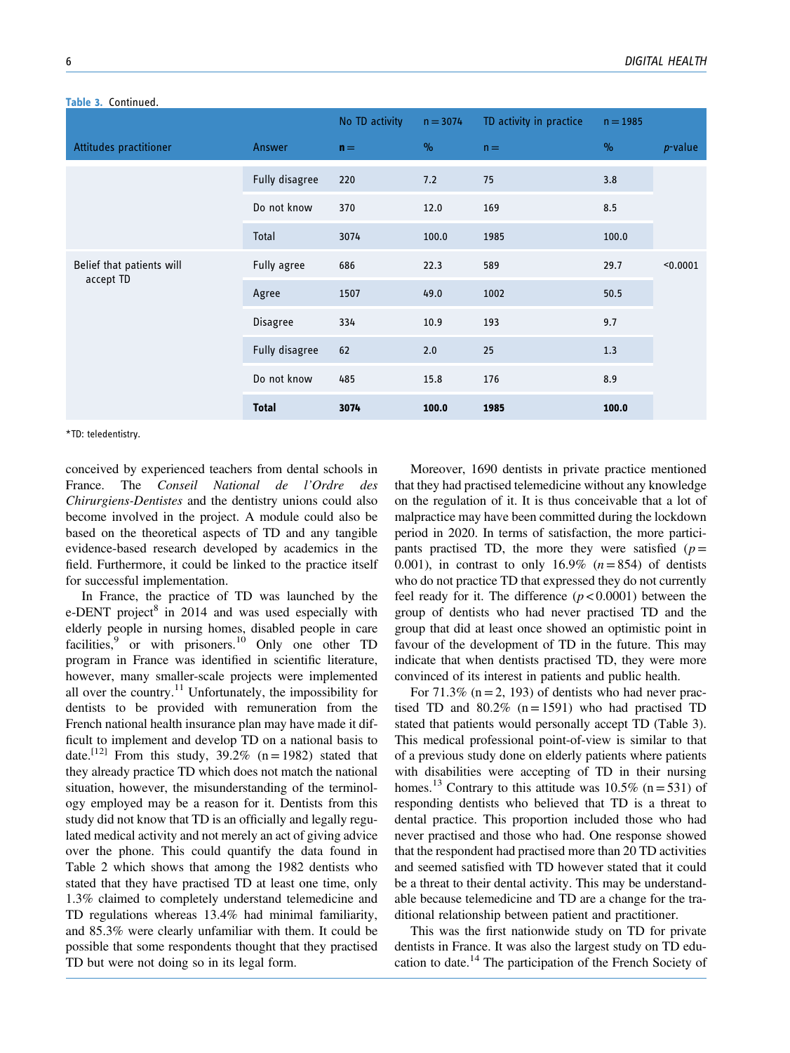**Table 3.** Continued.

| Attitudes practitioner | Answer | No TD activity n = | n = 3074 % | TD activity in practice n = | n = 1985 % | *p*-value |
|---|---|---|---|---|---|---|
| | Fully disagree | 220 | 7.2 | 75 | 3.8 | |
| | Do not know | 370 | 12.0 | 169 | 8.5 | |
| | Total | 3074 | 100.0 | 1985 | 100.0 | |
| Belief that patients will accept TD | Fully agree | 686 | 22.3 | 589 | 29.7 | <0.0001 |
| | Agree | 1507 | 49.0 | 1002 | 50.5 | |
| | Disagree | 334 | 10.9 | 193 | 9.7 | |
| | Fully disagree | 62 | 2.0 | 25 | 1.3 | |
| | Do not know | 485 | 15.8 | 176 | 8.9 | |
| | **Total** | **3074** | **100.0** | **1985** | **100.0** | |

*TD: teledentistry.

conceived by experienced teachers from dental schools in France. The *Conseil National de l'Ordre des Chirurgiens-Dentistes* and the dentistry unions could also become involved in the project. A module could also be based on the theoretical aspects of TD and any tangible evidence-based research developed by academics in the field. Furthermore, it could be linked to the practice itself for successful implementation.

In France, the practice of TD was launched by the e-DENT project[8] in 2014 and was used especially with elderly people in nursing homes, disabled people in care facilities,[9] or with prisoners.[10] Only one other TD program in France was identified in scientific literature, however, many smaller-scale projects were implemented all over the country.[11] Unfortunately, the impossibility for dentists to be provided with remuneration from the French national health insurance plan may have made it difficult to implement and develop TD on a national basis to date.[12] From this study, 39.2% (n = 1982) stated that they already practice TD which does not match the national situation, however, the misunderstanding of the terminology employed may be a reason for it. Dentists from this study did not know that TD is an officially and legally regulated medical activity and not merely an act of giving advice over the phone. This could quantify the data found in Table 2 which shows that among the 1982 dentists who stated that they have practised TD at least one time, only 1.3% claimed to completely understand telemedicine and TD regulations whereas 13.4% had minimal familiarity, and 85.3% were clearly unfamiliar with them. It could be possible that some respondents thought that they practised TD but were not doing so in its legal form.

Moreover, 1690 dentists in private practice mentioned that they had practised telemedicine without any knowledge on the regulation of it. It is thus conceivable that a lot of malpractice may have been committed during the lockdown period in 2020. In terms of satisfaction, the more participants practised TD, the more they were satisfied ($p = 0.001$), in contrast to only 16.9% ($n = 854$) of dentists who do not practice TD that expressed they do not currently feel ready for it. The difference ($p < 0.0001$) between the group of dentists who had never practised TD and the group that did at least once showed an optimistic point in favour of the development of TD in the future. This may indicate that when dentists practised TD, they were more convinced of its interest in patients and public health.

For 71.3% (n = 2, 193) of dentists who had never practised TD and 80.2% (n = 1591) who had practised TD stated that patients would personally accept TD (Table 3). This medical professional point-of-view is similar to that of a previous study done on elderly patients where patients with disabilities were accepting of TD in their nursing homes.[13] Contrary to this attitude was 10.5% (n = 531) of responding dentists who believed that TD is a threat to dental practice. This proportion included those who had never practised and those who had. One response showed that the respondent had practised more than 20 TD activities and seemed satisfied with TD however stated that it could be a threat to their dental activity. This may be understandable because telemedicine and TD are a change for the traditional relationship between patient and practitioner.

This was the first nationwide study on TD for private dentists in France. It was also the largest study on TD education to date.[14] The participation of the French Society of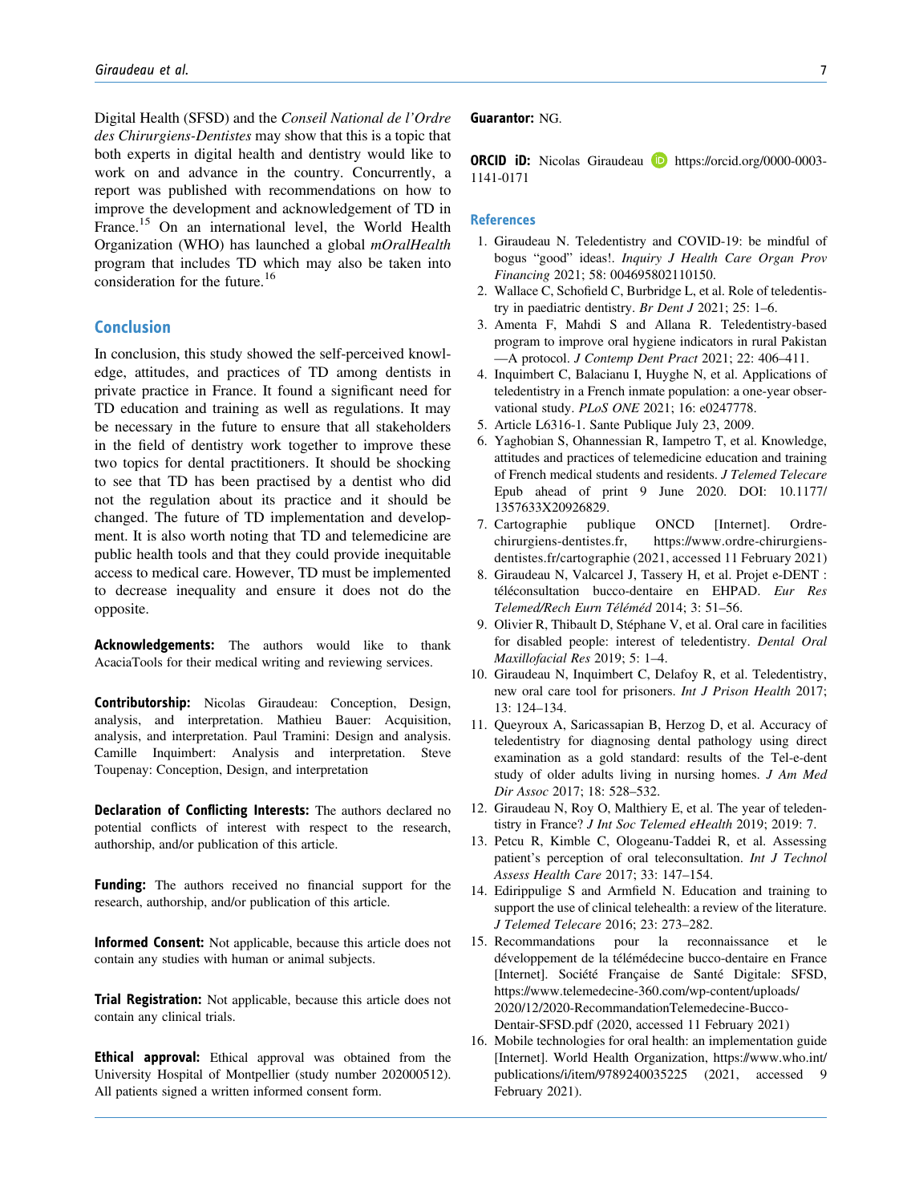Digital Health (SFSD) and the *Conseil National de l'Ordre des Chirurgiens-Dentistes* may show that this is a topic that both experts in digital health and dentistry would like to work on and advance in the country. Concurrently, a report was published with recommendations on how to improve the development and acknowledgement of TD in France.[15] On an international level, the World Health Organization (WHO) has launched a global *mOralHealth* program that includes TD which may also be taken into consideration for the future.[16]

## Conclusion

In conclusion, this study showed the self-perceived knowledge, attitudes, and practices of TD among dentists in private practice in France. It found a significant need for TD education and training as well as regulations. It may be necessary in the future to ensure that all stakeholders in the field of dentistry work together to improve these two topics for dental practitioners. It should be shocking to see that TD has been practised by a dentist who did not the regulation about its practice and it should be changed. The future of TD implementation and development. It is also worth noting that TD and telemedicine are public health tools and that they could provide inequitable access to medical care. However, TD must be implemented to decrease inequality and ensure it does not do the opposite.

**Acknowledgements:** The authors would like to thank AcaciaTools for their medical writing and reviewing services.

**Contributorship:** Nicolas Giraudeau: Conception, Design, analysis, and interpretation. Mathieu Bauer: Acquisition, analysis, and interpretation. Paul Tramini: Design and analysis. Camille Inquimbert: Analysis and interpretation. Steve Toupenay: Conception, Design, and interpretation

**Declaration of Conflicting Interests:** The authors declared no potential conflicts of interest with respect to the research, authorship, and/or publication of this article.

**Funding:** The authors received no financial support for the research, authorship, and/or publication of this article.

**Informed Consent:** Not applicable, because this article does not contain any studies with human or animal subjects.

**Trial Registration:** Not applicable, because this article does not contain any clinical trials.

**Ethical approval:** Ethical approval was obtained from the University Hospital of Montpellier (study number 202000512). All patients signed a written informed consent form.

**Guarantor:** NG.

**ORCID iD:** Nicolas Giraudeau https://orcid.org/0000-0003-1141-0171

## References

1. Giraudeau N. Teledentistry and COVID-19: be mindful of bogus "good" ideas!. *Inquiry J Health Care Organ Prov Financing* 2021; 58: 004695802110150.
2. Wallace C, Schofield C, Burbridge L, et al. Role of teledentistry in paediatric dentistry. *Br Dent J* 2021; 25: 1–6.
3. Amenta F, Mahdi S and Allana R. Teledentistry-based program to improve oral hygiene indicators in rural Pakistan —A protocol. *J Contemp Dent Pract* 2021; 22: 406–411.
4. Inquimbert C, Balacianu I, Huyghe N, et al. Applications of teledentistry in a French inmate population: a one-year observational study. *PLoS ONE* 2021; 16: e0247778.
5. Article L6316-1. Sante Publique July 23, 2009.
6. Yaghobian S, Ohannessian R, Iampetro T, et al. Knowledge, attitudes and practices of telemedicine education and training of French medical students and residents. *J Telemed Telecare* Epub ahead of print 9 June 2020. DOI: 10.1177/1357633X20926829.
7. Cartographie publique ONCD [Internet]. Ordre-chirurgiens-dentistes.fr, https://www.ordre-chirurgiens-dentistes.fr/cartographie (2021, accessed 11 February 2021)
8. Giraudeau N, Valcarcel J, Tassery H, et al. Projet e-DENT : téléconsultation bucco-dentaire en EHPAD. *Eur Res Telemed/Rech Eurn Téléméd* 2014; 3: 51–56.
9. Olivier R, Thibault D, Stéphane V, et al. Oral care in facilities for disabled people: interest of teledentistry. *Dental Oral Maxillofacial Res* 2019; 5: 1–4.
10. Giraudeau N, Inquimbert C, Delafoy R, et al. Teledentistry, new oral care tool for prisoners. *Int J Prison Health* 2017; 13: 124–134.
11. Queyroux A, Saricassapian B, Herzog D, et al. Accuracy of teledentistry for diagnosing dental pathology using direct examination as a gold standard: results of the Tel-e-dent study of older adults living in nursing homes. *J Am Med Dir Assoc* 2017; 18: 528–532.
12. Giraudeau N, Roy O, Malthiery E, et al. The year of teledentistry in France? *J Int Soc Telemed eHealth* 2019; 2019: 7.
13. Petcu R, Kimble C, Ologeanu-Taddei R, et al. Assessing patient's perception of oral teleconsultation. *Int J Technol Assess Health Care* 2017; 33: 147–154.
14. Edirippulige S and Armfield N. Education and training to support the use of clinical telehealth: a review of the literature. *J Telemed Telecare* 2016; 23: 273–282.
15. Recommandations pour la reconnaissance et le développement de la télémédecine bucco-dentaire en France [Internet]. Société Française de Santé Digitale: SFSD, https://www.telemedecine-360.com/wp-content/uploads/2020/12/2020-RecommandationTelemedecine-Bucco-Dentair-SFSD.pdf (2020, accessed 11 February 2021)
16. Mobile technologies for oral health: an implementation guide [Internet]. World Health Organization, https://www.who.int/publications/i/item/9789240035225 (2021, accessed 9 February 2021).